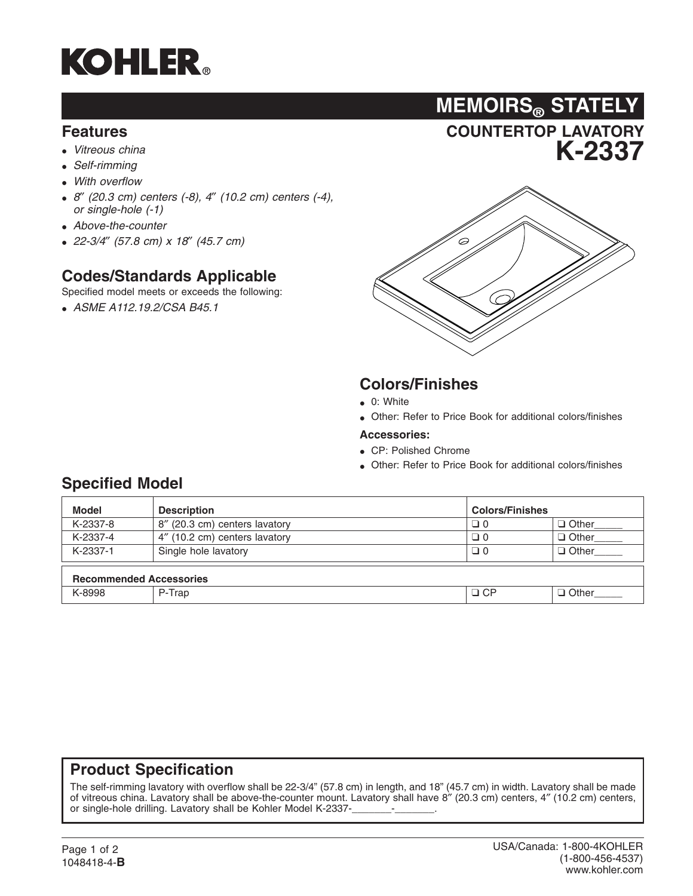# KOHLER®

## MEMOIRS® STATELY

### COUNTERTOP LAVATORY

# K-2337

## Features

- *Vitreous china*
- *Self-rimming*
- *With overflow*
- *8″ (20.3 cm) centers (-8), 4″ (10.2 cm) centers (-4), or single-hole (-1)*
- *Above-the-counter*
- *22-3/4″ (57.8 cm) x 18″ (45.7 cm)*

## Codes/Standards Applicable

Specified model meets or exceeds the following:

- *ASME A112.19.2/CSA B45.1*

## Colors/Finishes

- 0: White
- Other: Refer to Price Book for additional colors/finishes

**Accessories:**

- CP: Polished Chrome
- Other: Refer to Price Book for additional colors/finishes

## Specified Model

| Model | Description | Colors/Finishes | |
|---|---|---|---|
| K-2337-8 | 8″ (20.3 cm) centers lavatory | ❑ 0 | ❑ Other_____ |
| K-2337-4 | 4″ (10.2 cm) centers lavatory | ❑ 0 | ❑ Other_____ |
| K-2337-1 | Single hole lavatory | ❑ 0 | ❑ Other_____ |
| **Recommended Accessories** | | | |
| K-8998 | P-Trap | ❑ CP | ❑ Other_____ |

## Product Specification

The self-rimming lavatory with overflow shall be 22-3/4" (57.8 cm) in length, and 18" (45.7 cm) in width. Lavatory shall be made of vitreous china. Lavatory shall be above-the-counter mount. Lavatory shall have 8″ (20.3 cm) centers, 4″ (10.2 cm) centers, or single-hole drilling. Lavatory shall be Kohler Model K-2337-_______-_______.

1048418-4-**B**

USA/Canada: 1-800-4KOHLER
(1-800-456-4537)
www.kohler.com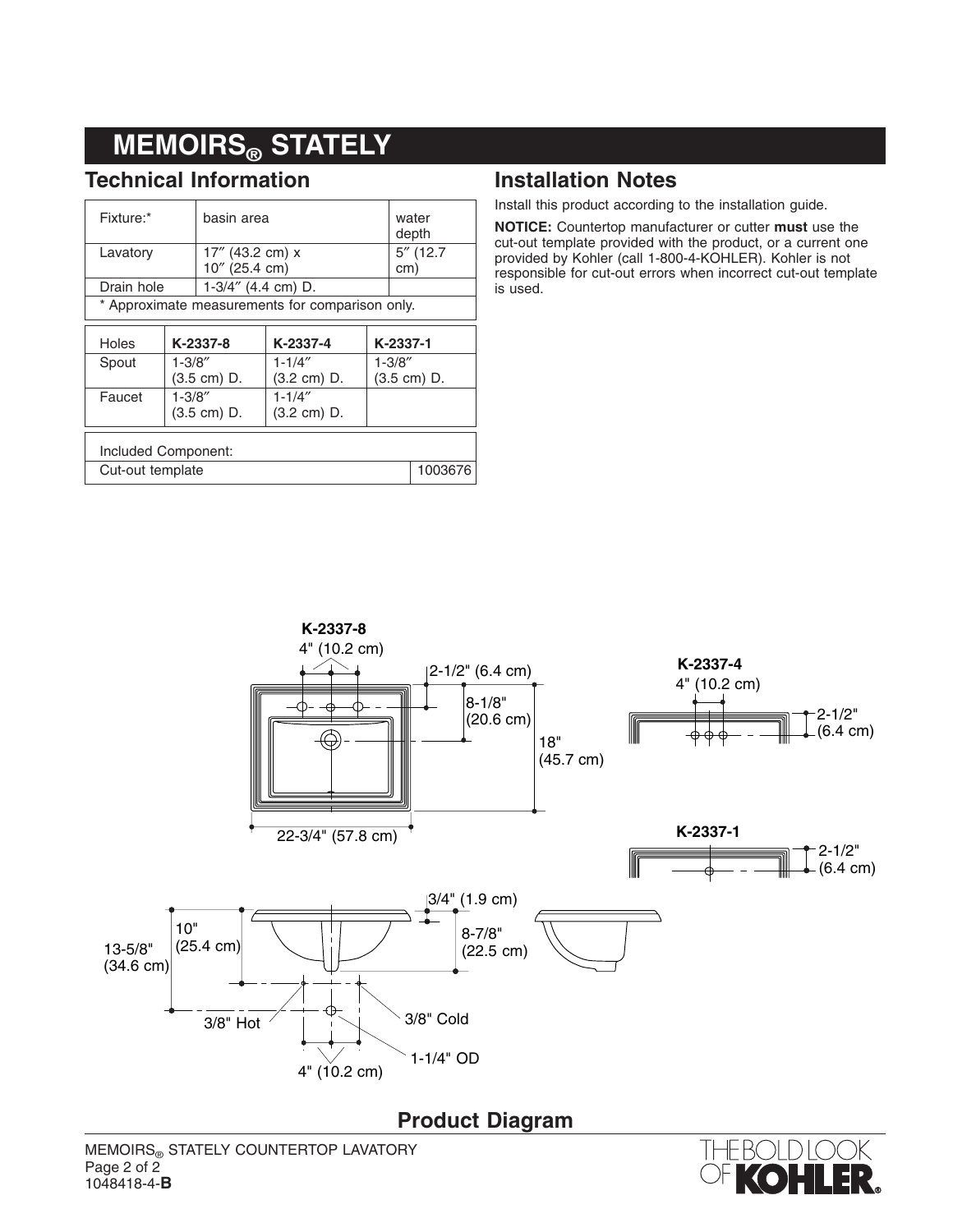# MEMOIRS® STATELY

## Technical Information

| Fixture:* | basin area | water depth |
|---|---|---|
| Lavatory | 17″ (43.2 cm) x 10″ (25.4 cm) | 5″ (12.7 cm) |
| Drain hole | 1-3/4″ (4.4 cm) D. | |
| * Approximate measurements for comparison only. | | |

| Holes | K-2337-8 | K-2337-4 | K-2337-1 |
|---|---|---|---|
| Spout | 1-3/8″ (3.5 cm) D. | 1-1/4″ (3.2 cm) D. | 1-3/8″ (3.5 cm) D. |
| Faucet | 1-3/8″ (3.5 cm) D. | 1-1/4″ (3.2 cm) D. | |

| Included Component: | |
|---|---|
| Cut-out template | 1003676 |

## Installation Notes

Install this product according to the installation guide.

**NOTICE:** Countertop manufacturer or cutter **must** use the cut-out template provided with the product, or a current one provided by Kohler (call 1-800-4-KOHLER). Kohler is not responsible for cut-out errors when incorrect cut-out template is used.

K-2337-8

4" (10.2 cm)

2-1/2" (6.4 cm)

8-1/8" (20.6 cm)

18" (45.7 cm)

22-3/4" (57.8 cm)

K-2337-4

4" (10.2 cm)

2-1/2" (6.4 cm)

K-2337-1

2-1/2" (6.4 cm)

3/4" (1.9 cm)

10" (25.4 cm)

13-5/8" (34.6 cm)

8-7/8" (22.5 cm)

3/8" Hot

3/8" Cold

1-1/4" OD

4" (10.2 cm)

## Product Diagram